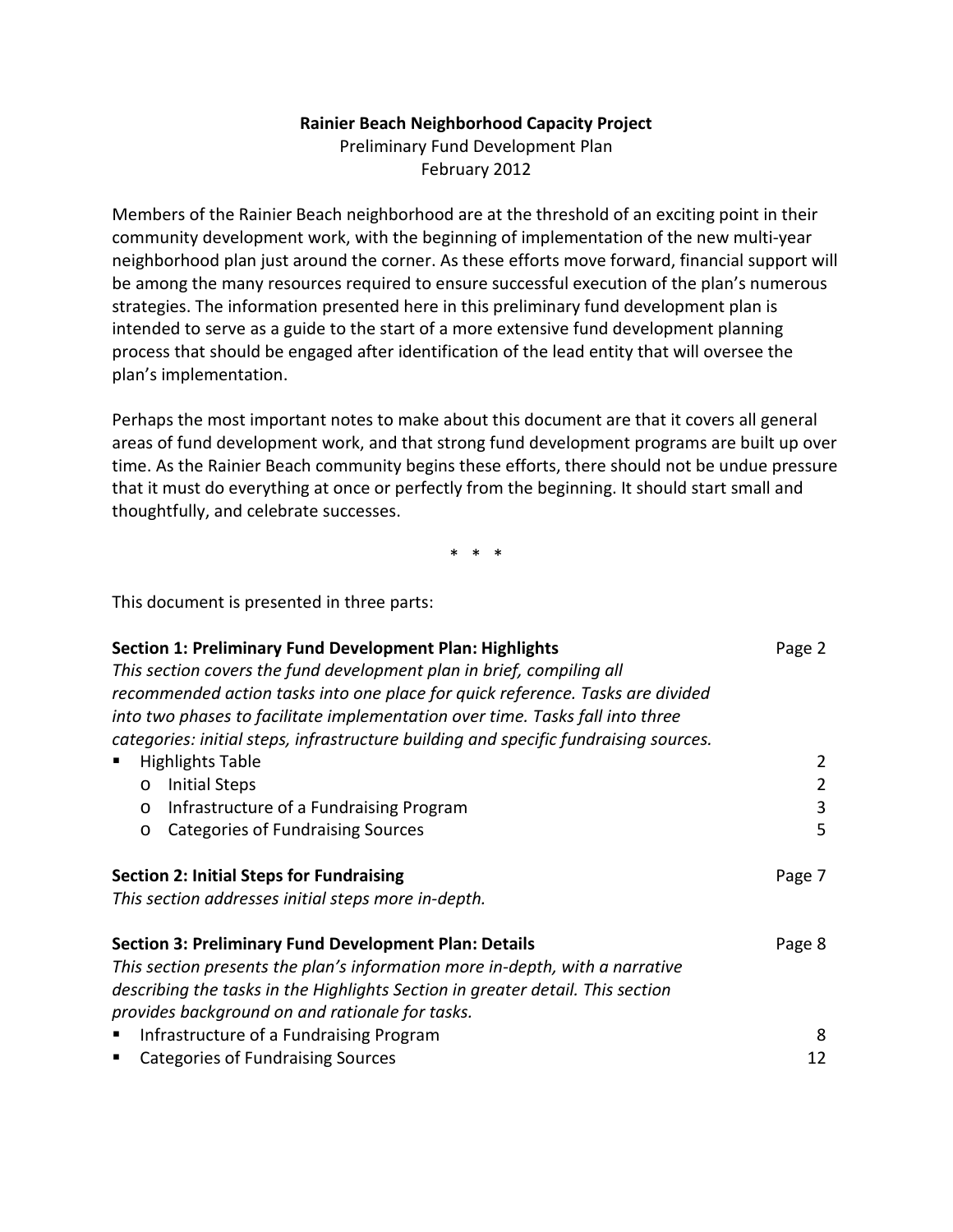**Rainier Beach Neighborhood Capacity Project**

Preliminary Fund Development Plan

February 2012

Members of the Rainier Beach neighborhood are at the threshold of an exciting point in their community development work, with the beginning of implementation of the new multi-year neighborhood plan just around the corner. As these efforts move forward, financial support will be among the many resources required to ensure successful execution of the plan's numerous strategies. The information presented here in this preliminary fund development plan is intended to serve as a guide to the start of a more extensive fund development planning process that should be engaged after identification of the lead entity that will oversee the plan's implementation.

Perhaps the most important notes to make about this document are that it covers all general areas of fund development work, and that strong fund development programs are built up over time. As the Rainier Beach community begins these efforts, there should not be undue pressure that it must do everything at once or perfectly from the beginning. It should start small and thoughtfully, and celebrate successes.

\* \* \*

This document is presented in three parts:

**Section 1: Preliminary Fund Development Plan: Highlights** — Page 2

*This section covers the fund development plan in brief, compiling all recommended action tasks into one place for quick reference. Tasks are divided into two phases to facilitate implementation over time. Tasks fall into three categories: initial steps, infrastructure building and specific fundraising sources.*

- Highlights Table — 2
  - Initial Steps — 2
  - Infrastructure of a Fundraising Program — 3
  - Categories of Fundraising Sources — 5

**Section 2: Initial Steps for Fundraising** — Page 7

*This section addresses initial steps more in-depth.*

**Section 3: Preliminary Fund Development Plan: Details** — Page 8

*This section presents the plan's information more in-depth, with a narrative describing the tasks in the Highlights Section in greater detail. This section provides background on and rationale for tasks.*

- Infrastructure of a Fundraising Program — 8
- Categories of Fundraising Sources — 12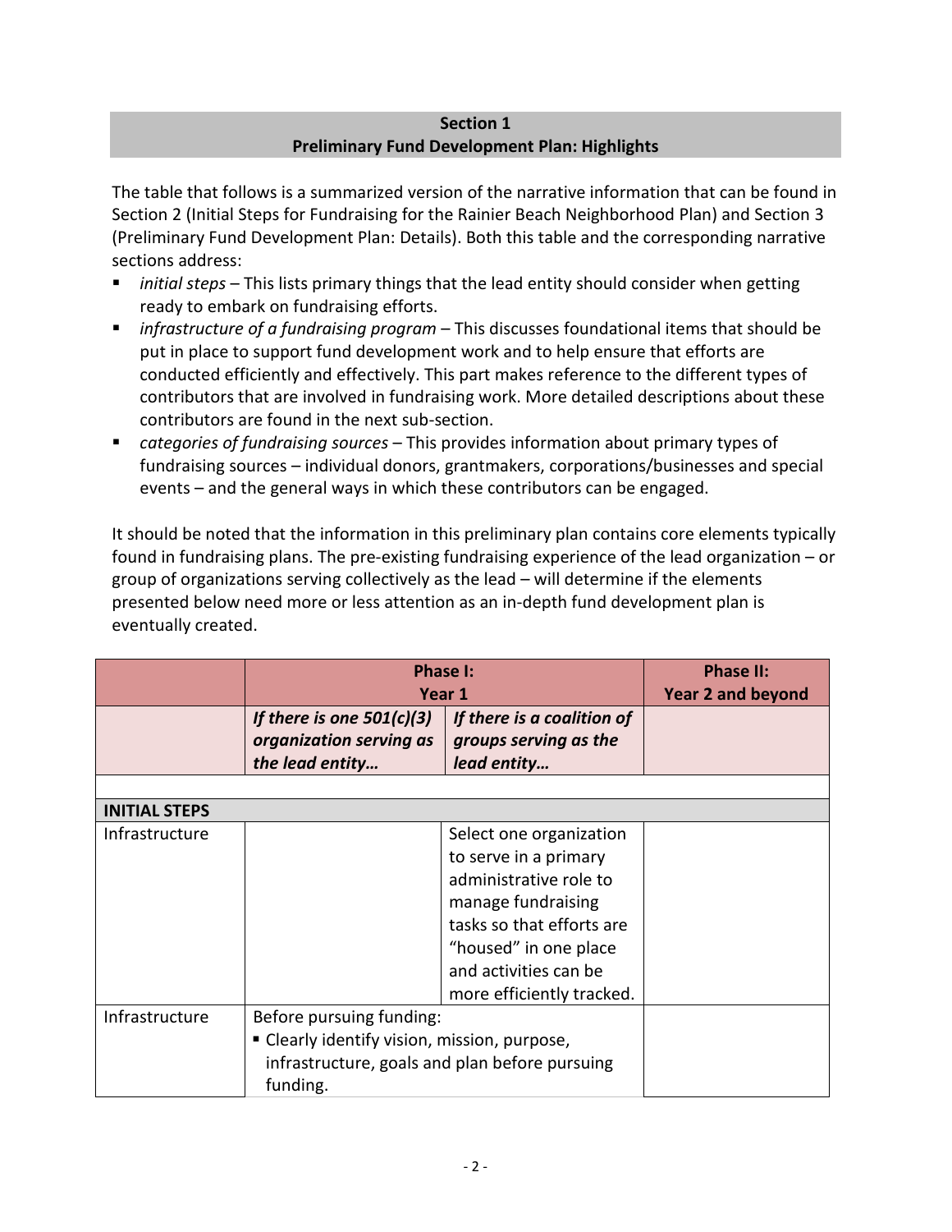## Section 1
## Preliminary Fund Development Plan: Highlights

The table that follows is a summarized version of the narrative information that can be found in Section 2 (Initial Steps for Fundraising for the Rainier Beach Neighborhood Plan) and Section 3 (Preliminary Fund Development Plan: Details). Both this table and the corresponding narrative sections address:

- *initial steps* – This lists primary things that the lead entity should consider when getting ready to embark on fundraising efforts.
- *infrastructure of a fundraising program* – This discusses foundational items that should be put in place to support fund development work and to help ensure that efforts are conducted efficiently and effectively. This part makes reference to the different types of contributors that are involved in fundraising work. More detailed descriptions about these contributors are found in the next sub-section.
- *categories of fundraising sources* – This provides information about primary types of fundraising sources – individual donors, grantmakers, corporations/businesses and special events – and the general ways in which these contributors can be engaged.

It should be noted that the information in this preliminary plan contains core elements typically found in fundraising plans. The pre-existing fundraising experience of the lead organization – or group of organizations serving collectively as the lead – will determine if the elements presented below need more or less attention as an in-depth fund development plan is eventually created.

| | **Phase I: Year 1** | | **Phase II: Year 2 and beyond** |
|---|---|---|---|
| | ***If there is one 501(c)(3) organization serving as the lead entity…*** | ***If there is a coalition of groups serving as the lead entity…*** | |
| | | | |
| **INITIAL STEPS** | | | |
| Infrastructure | | Select one organization to serve in a primary administrative role to manage fundraising tasks so that efforts are "housed" in one place and activities can be more efficiently tracked. | |
| Infrastructure | Before pursuing funding:<br>▪ Clearly identify vision, mission, purpose, infrastructure, goals and plan before pursuing funding. | | |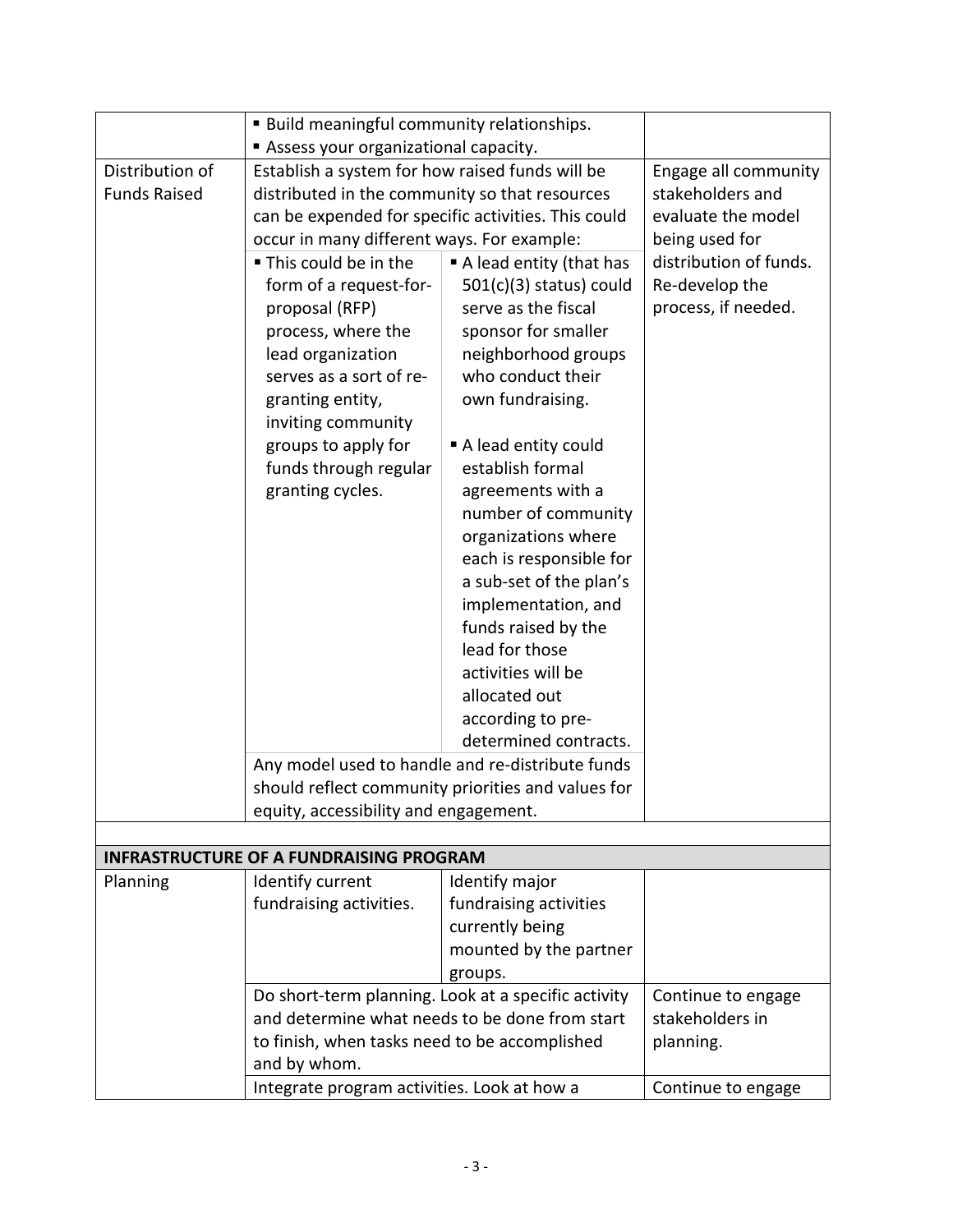| | | | |
|---|---|---|---|
| | ▪ Build meaningful community relationships.<br>▪ Assess your organizational capacity. | | |
| Distribution of Funds Raised | Establish a system for how raised funds will be distributed in the community so that resources can be expended for specific activities. This could occur in many different ways. For example: | | Engage all community stakeholders and evaluate the model being used for distribution of funds. Re-develop the process, if needed. |
| | ▪ This could be in the form of a request-for-proposal (RFP) process, where the lead organization serves as a sort of re-granting entity, inviting community groups to apply for funds through regular granting cycles. | ▪ A lead entity (that has 501(c)(3) status) could serve as the fiscal sponsor for smaller neighborhood groups who conduct their own fundraising.<br><br>▪ A lead entity could establish formal agreements with a number of community organizations where each is responsible for a sub-set of the plan's implementation, and funds raised by the lead for those activities will be allocated out according to pre-determined contracts. | |
| | Any model used to handle and re-distribute funds should reflect community priorities and values for equity, accessibility and engagement. | | |
| | | | |
| **INFRASTRUCTURE OF A FUNDRAISING PROGRAM** | | | |
| Planning | Identify current fundraising activities. | Identify major fundraising activities currently being mounted by the partner groups. | |
| | Do short-term planning. Look at a specific activity and determine what needs to be done from start to finish, when tasks need to be accomplished and by whom. | | Continue to engage stakeholders in planning. |
| | Integrate program activities. Look at how a | | Continue to engage |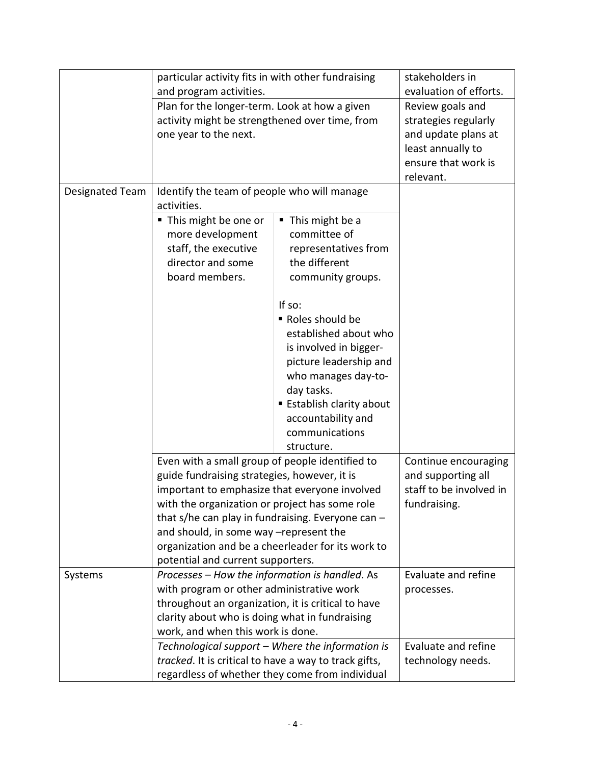| | | | |
|---|---|---|---|
| | particular activity fits in with other fundraising and program activities. | | stakeholders in evaluation of efforts. |
| | Plan for the longer-term. Look at how a given activity might be strengthened over time, from one year to the next. | | Review goals and strategies regularly and update plans at least annually to ensure that work is relevant. |
| Designated Team | Identify the team of people who will manage activities. | | |
| | ▪ This might be one or more development staff, the executive director and some board members. | ▪ This might be a committee of representatives from the different community groups.<br><br>If so:<br>▪ Roles should be established about who is involved in bigger-picture leadership and who manages day-to-day tasks.<br>▪ Establish clarity about accountability and communications structure. | |
| | Even with a small group of people identified to guide fundraising strategies, however, it is important to emphasize that everyone involved with the organization or project has some role that s/he can play in fundraising. Everyone can – and should, in some way –represent the organization and be a cheerleader for its work to potential and current supporters. | | Continue encouraging and supporting all staff to be involved in fundraising. |
| Systems | *Processes – How the information is handled*. As with program or other administrative work throughout an organization, it is critical to have clarity about who is doing what in fundraising work, and when this work is done. | | Evaluate and refine processes. |
| | *Technological support – Where the information is tracked*. It is critical to have a way to track gifts, regardless of whether they come from individual | | Evaluate and refine technology needs. |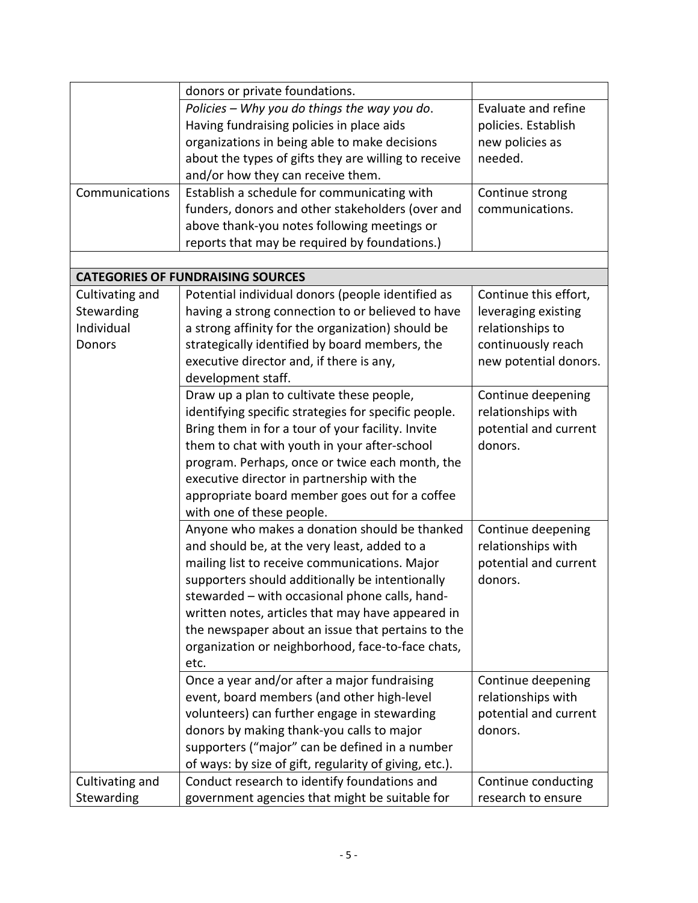| | | |
|---|---|---|
| | donors or private foundations. | |
| | *Policies – Why you do things the way you do*. Having fundraising policies in place aids organizations in being able to make decisions about the types of gifts they are willing to receive and/or how they can receive them. | Evaluate and refine policies. Establish new policies as needed. |
| Communications | Establish a schedule for communicating with funders, donors and other stakeholders (over and above thank-you notes following meetings or reports that may be required by foundations.) | Continue strong communications. |
| | | |
| **CATEGORIES OF FUNDRAISING SOURCES** | | |
| Cultivating and Stewarding Individual Donors | Potential individual donors (people identified as having a strong connection to or believed to have a strong affinity for the organization) should be strategically identified by board members, the executive director and, if there is any, development staff. | Continue this effort, leveraging existing relationships to continuously reach new potential donors. |
| | Draw up a plan to cultivate these people, identifying specific strategies for specific people. Bring them in for a tour of your facility. Invite them to chat with youth in your after-school program. Perhaps, once or twice each month, the executive director in partnership with the appropriate board member goes out for a coffee with one of these people. | Continue deepening relationships with potential and current donors. |
| | Anyone who makes a donation should be thanked and should be, at the very least, added to a mailing list to receive communications. Major supporters should additionally be intentionally stewarded – with occasional phone calls, hand-written notes, articles that may have appeared in the newspaper about an issue that pertains to the organization or neighborhood, face-to-face chats, etc. | Continue deepening relationships with potential and current donors. |
| | Once a year and/or after a major fundraising event, board members (and other high-level volunteers) can further engage in stewarding donors by making thank-you calls to major supporters ("major" can be defined in a number of ways: by size of gift, regularity of giving, etc.). | Continue deepening relationships with potential and current donors. |
| Cultivating and Stewarding | Conduct research to identify foundations and government agencies that might be suitable for | Continue conducting research to ensure |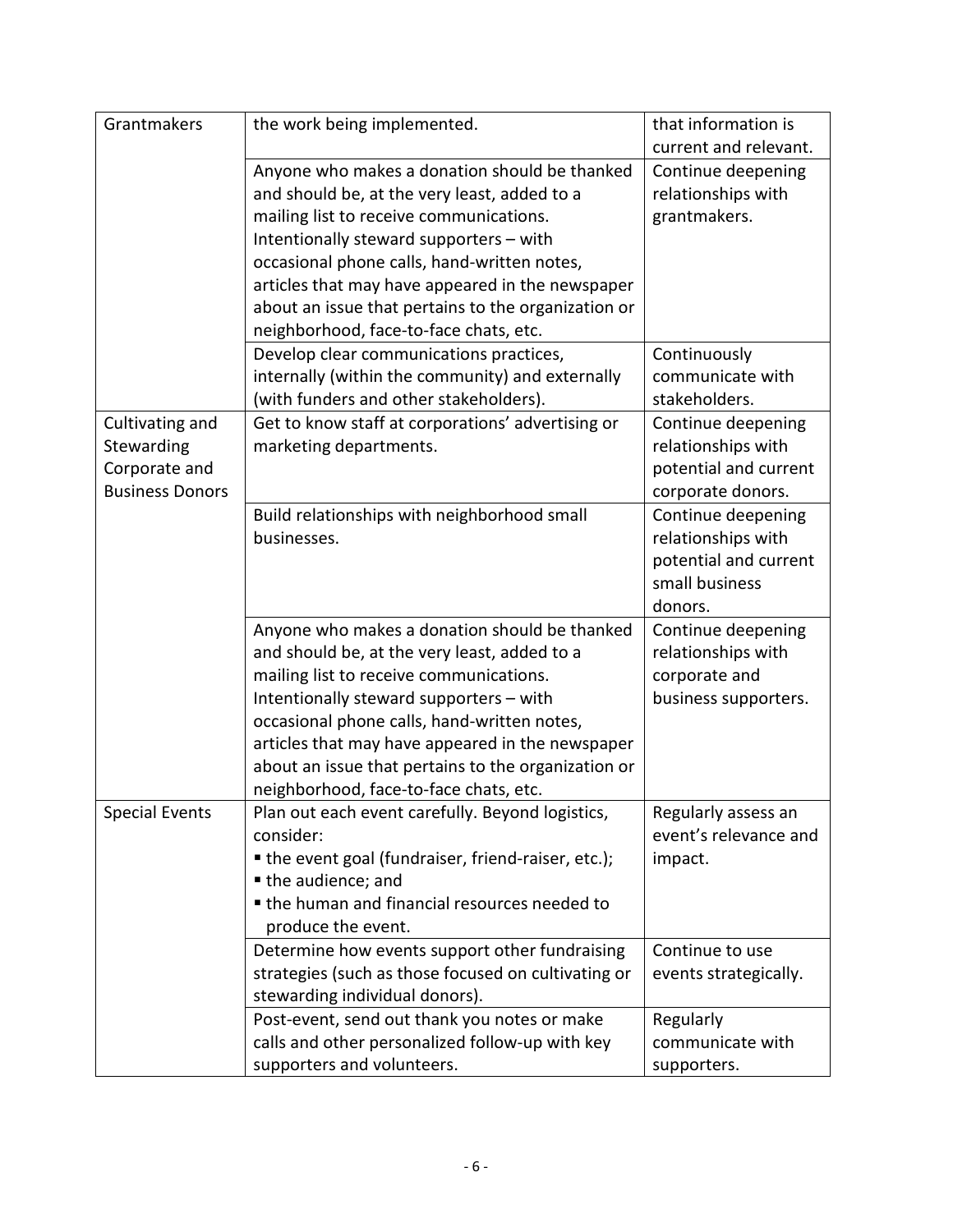| | | |
|---|---|---|
| Grantmakers | the work being implemented. | that information is current and relevant. |
| | Anyone who makes a donation should be thanked and should be, at the very least, added to a mailing list to receive communications. Intentionally steward supporters – with occasional phone calls, hand-written notes, articles that may have appeared in the newspaper about an issue that pertains to the organization or neighborhood, face-to-face chats, etc. | Continue deepening relationships with grantmakers. |
| | Develop clear communications practices, internally (within the community) and externally (with funders and other stakeholders). | Continuously communicate with stakeholders. |
| Cultivating and Stewarding Corporate and Business Donors | Get to know staff at corporations' advertising or marketing departments. | Continue deepening relationships with potential and current corporate donors. |
| | Build relationships with neighborhood small businesses. | Continue deepening relationships with potential and current small business donors. |
| | Anyone who makes a donation should be thanked and should be, at the very least, added to a mailing list to receive communications. Intentionally steward supporters – with occasional phone calls, hand-written notes, articles that may have appeared in the newspaper about an issue that pertains to the organization or neighborhood, face-to-face chats, etc. | Continue deepening relationships with corporate and business supporters. |
| Special Events | Plan out each event carefully. Beyond logistics, consider:<br>▪ the event goal (fundraiser, friend-raiser, etc.);<br>▪ the audience; and<br>▪ the human and financial resources needed to produce the event. | Regularly assess an event's relevance and impact. |
| | Determine how events support other fundraising strategies (such as those focused on cultivating or stewarding individual donors). | Continue to use events strategically. |
| | Post-event, send out thank you notes or make calls and other personalized follow-up with key supporters and volunteers. | Regularly communicate with supporters. |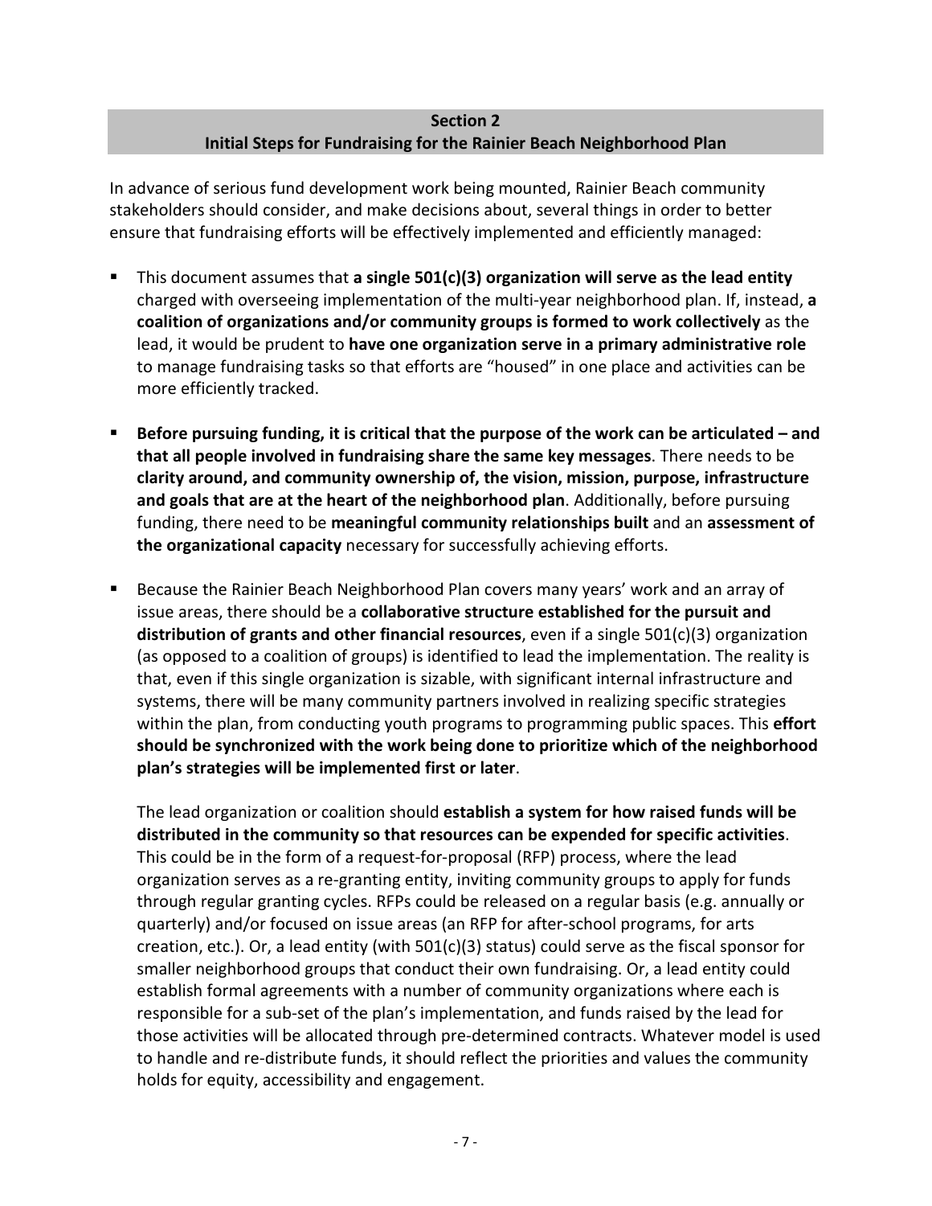## Section 2
## Initial Steps for Fundraising for the Rainier Beach Neighborhood Plan

In advance of serious fund development work being mounted, Rainier Beach community stakeholders should consider, and make decisions about, several things in order to better ensure that fundraising efforts will be effectively implemented and efficiently managed:

- This document assumes that **a single 501(c)(3) organization will serve as the lead entity** charged with overseeing implementation of the multi-year neighborhood plan. If, instead, **a coalition of organizations and/or community groups is formed to work collectively** as the lead, it would be prudent to **have one organization serve in a primary administrative role** to manage fundraising tasks so that efforts are "housed" in one place and activities can be more efficiently tracked.

- **Before pursuing funding, it is critical that the purpose of the work can be articulated – and that all people involved in fundraising share the same key messages**. There needs to be **clarity around, and community ownership of, the vision, mission, purpose, infrastructure and goals that are at the heart of the neighborhood plan**. Additionally, before pursuing funding, there need to be **meaningful community relationships built** and an **assessment of the organizational capacity** necessary for successfully achieving efforts.

- Because the Rainier Beach Neighborhood Plan covers many years' work and an array of issue areas, there should be a **collaborative structure established for the pursuit and distribution of grants and other financial resources**, even if a single 501(c)(3) organization (as opposed to a coalition of groups) is identified to lead the implementation. The reality is that, even if this single organization is sizable, with significant internal infrastructure and systems, there will be many community partners involved in realizing specific strategies within the plan, from conducting youth programs to programming public spaces. This **effort should be synchronized with the work being done to prioritize which of the neighborhood plan's strategies will be implemented first or later**.

  The lead organization or coalition should **establish a system for how raised funds will be distributed in the community so that resources can be expended for specific activities**. This could be in the form of a request-for-proposal (RFP) process, where the lead organization serves as a re-granting entity, inviting community groups to apply for funds through regular granting cycles. RFPs could be released on a regular basis (e.g. annually or quarterly) and/or focused on issue areas (an RFP for after-school programs, for arts creation, etc.). Or, a lead entity (with 501(c)(3) status) could serve as the fiscal sponsor for smaller neighborhood groups that conduct their own fundraising. Or, a lead entity could establish formal agreements with a number of community organizations where each is responsible for a sub-set of the plan's implementation, and funds raised by the lead for those activities will be allocated through pre-determined contracts. Whatever model is used to handle and re-distribute funds, it should reflect the priorities and values the community holds for equity, accessibility and engagement.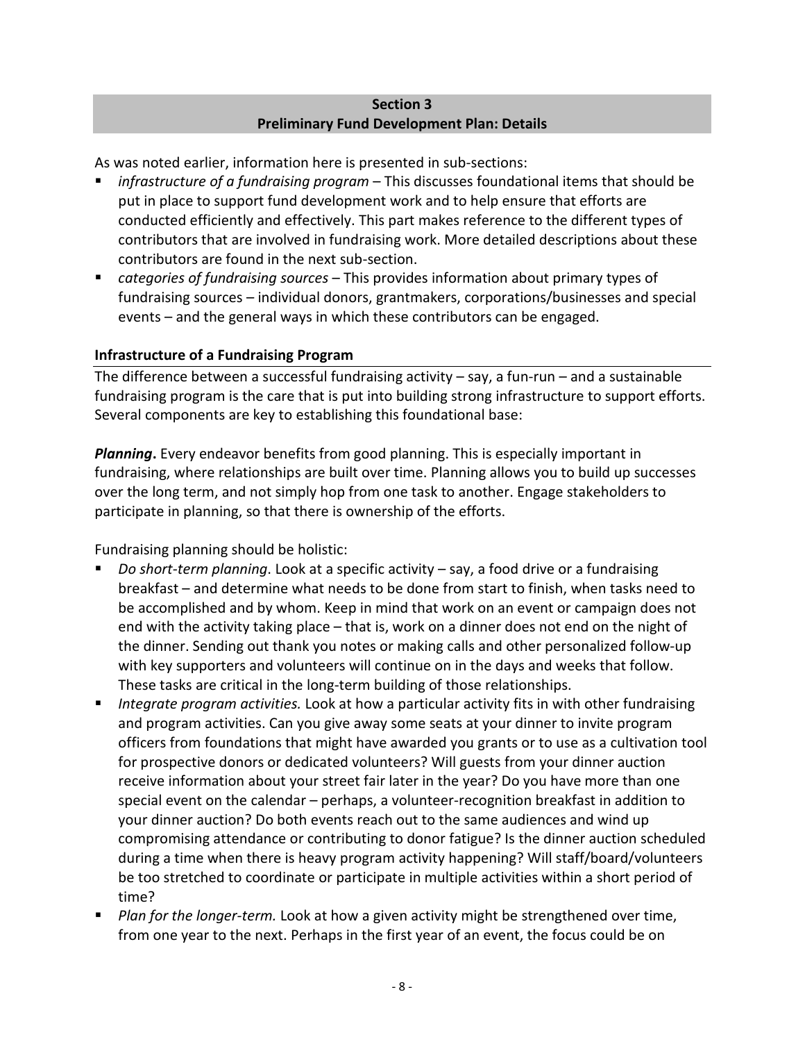## Section 3
## Preliminary Fund Development Plan: Details

As was noted earlier, information here is presented in sub-sections:

- *infrastructure of a fundraising program* – This discusses foundational items that should be put in place to support fund development work and to help ensure that efforts are conducted efficiently and effectively. This part makes reference to the different types of contributors that are involved in fundraising work. More detailed descriptions about these contributors are found in the next sub-section.
- *categories of fundraising sources* – This provides information about primary types of fundraising sources – individual donors, grantmakers, corporations/businesses and special events – and the general ways in which these contributors can be engaged.

### Infrastructure of a Fundraising Program

The difference between a successful fundraising activity – say, a fun-run – and a sustainable fundraising program is the care that is put into building strong infrastructure to support efforts. Several components are key to establishing this foundational base:

***Planning*.** Every endeavor benefits from good planning. This is especially important in fundraising, where relationships are built over time. Planning allows you to build up successes over the long term, and not simply hop from one task to another. Engage stakeholders to participate in planning, so that there is ownership of the efforts.

Fundraising planning should be holistic:

- *Do short-term planning*. Look at a specific activity – say, a food drive or a fundraising breakfast – and determine what needs to be done from start to finish, when tasks need to be accomplished and by whom. Keep in mind that work on an event or campaign does not end with the activity taking place – that is, work on a dinner does not end on the night of the dinner. Sending out thank you notes or making calls and other personalized follow-up with key supporters and volunteers will continue on in the days and weeks that follow. These tasks are critical in the long-term building of those relationships.
- *Integrate program activities.* Look at how a particular activity fits in with other fundraising and program activities. Can you give away some seats at your dinner to invite program officers from foundations that might have awarded you grants or to use as a cultivation tool for prospective donors or dedicated volunteers? Will guests from your dinner auction receive information about your street fair later in the year? Do you have more than one special event on the calendar – perhaps, a volunteer-recognition breakfast in addition to your dinner auction? Do both events reach out to the same audiences and wind up compromising attendance or contributing to donor fatigue? Is the dinner auction scheduled during a time when there is heavy program activity happening? Will staff/board/volunteers be too stretched to coordinate or participate in multiple activities within a short period of time?
- *Plan for the longer-term.* Look at how a given activity might be strengthened over time, from one year to the next. Perhaps in the first year of an event, the focus could be on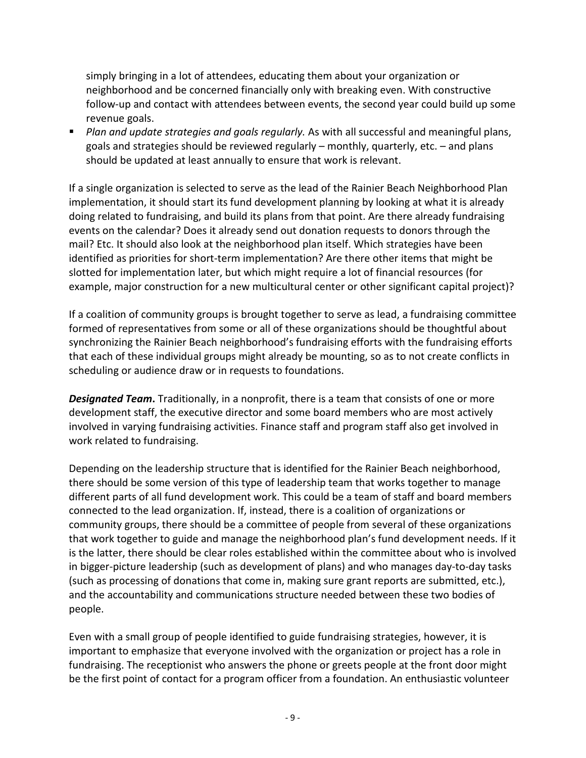simply bringing in a lot of attendees, educating them about your organization or neighborhood and be concerned financially only with breaking even. With constructive follow-up and contact with attendees between events, the second year could build up some revenue goals.

- *Plan and update strategies and goals regularly.* As with all successful and meaningful plans, goals and strategies should be reviewed regularly – monthly, quarterly, etc. – and plans should be updated at least annually to ensure that work is relevant.

If a single organization is selected to serve as the lead of the Rainier Beach Neighborhood Plan implementation, it should start its fund development planning by looking at what it is already doing related to fundraising, and build its plans from that point. Are there already fundraising events on the calendar? Does it already send out donation requests to donors through the mail? Etc. It should also look at the neighborhood plan itself. Which strategies have been identified as priorities for short-term implementation? Are there other items that might be slotted for implementation later, but which might require a lot of financial resources (for example, major construction for a new multicultural center or other significant capital project)?

If a coalition of community groups is brought together to serve as lead, a fundraising committee formed of representatives from some or all of these organizations should be thoughtful about synchronizing the Rainier Beach neighborhood's fundraising efforts with the fundraising efforts that each of these individual groups might already be mounting, so as to not create conflicts in scheduling or audience draw or in requests to foundations.

***Designated Team*.** Traditionally, in a nonprofit, there is a team that consists of one or more development staff, the executive director and some board members who are most actively involved in varying fundraising activities. Finance staff and program staff also get involved in work related to fundraising.

Depending on the leadership structure that is identified for the Rainier Beach neighborhood, there should be some version of this type of leadership team that works together to manage different parts of all fund development work. This could be a team of staff and board members connected to the lead organization. If, instead, there is a coalition of organizations or community groups, there should be a committee of people from several of these organizations that work together to guide and manage the neighborhood plan's fund development needs. If it is the latter, there should be clear roles established within the committee about who is involved in bigger-picture leadership (such as development of plans) and who manages day-to-day tasks (such as processing of donations that come in, making sure grant reports are submitted, etc.), and the accountability and communications structure needed between these two bodies of people.

Even with a small group of people identified to guide fundraising strategies, however, it is important to emphasize that everyone involved with the organization or project has a role in fundraising. The receptionist who answers the phone or greets people at the front door might be the first point of contact for a program officer from a foundation. An enthusiastic volunteer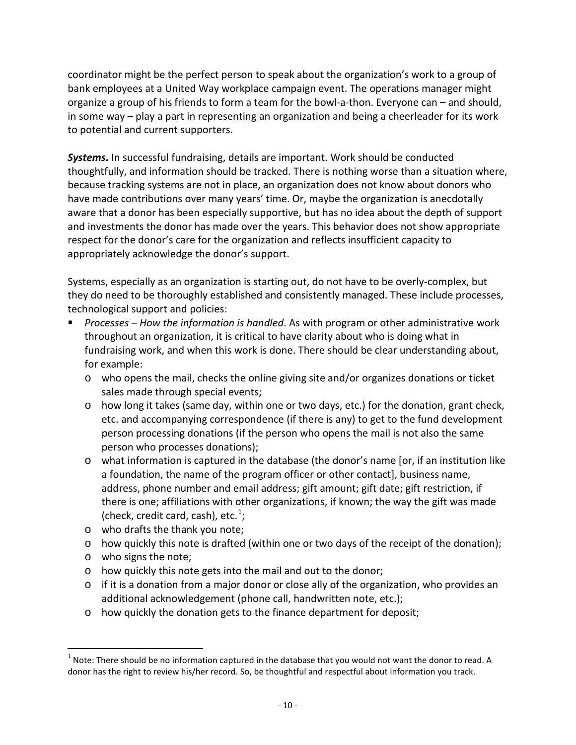coordinator might be the perfect person to speak about the organization's work to a group of bank employees at a United Way workplace campaign event. The operations manager might organize a group of his friends to form a team for the bowl-a-thon. Everyone can – and should, in some way – play a part in representing an organization and being a cheerleader for its work to potential and current supporters.

***Systems***. In successful fundraising, details are important. Work should be conducted thoughtfully, and information should be tracked. There is nothing worse than a situation where, because tracking systems are not in place, an organization does not know about donors who have made contributions over many years' time. Or, maybe the organization is anecdotally aware that a donor has been especially supportive, but has no idea about the depth of support and investments the donor has made over the years. This behavior does not show appropriate respect for the donor's care for the organization and reflects insufficient capacity to appropriately acknowledge the donor's support.

Systems, especially as an organization is starting out, do not have to be overly-complex, but they do need to be thoroughly established and consistently managed. These include processes, technological support and policies:

- *Processes – How the information is handled*. As with program or other administrative work throughout an organization, it is critical to have clarity about who is doing what in fundraising work, and when this work is done. There should be clear understanding about, for example:
  - who opens the mail, checks the online giving site and/or organizes donations or ticket sales made through special events;
  - how long it takes (same day, within one or two days, etc.) for the donation, grant check, etc. and accompanying correspondence (if there is any) to get to the fund development person processing donations (if the person who opens the mail is not also the same person who processes donations);
  - what information is captured in the database (the donor's name [or, if an institution like a foundation, the name of the program officer or other contact], business name, address, phone number and email address; gift amount; gift date; gift restriction, if there is one; affiliations with other organizations, if known; the way the gift was made (check, credit card, cash), etc.[1];
  - who drafts the thank you note;
  - how quickly this note is drafted (within one or two days of the receipt of the donation);
  - who signs the note;
  - how quickly this note gets into the mail and out to the donor;
  - if it is a donation from a major donor or close ally of the organization, who provides an additional acknowledgement (phone call, handwritten note, etc.);
  - how quickly the donation gets to the finance department for deposit;

[1] Note: There should be no information captured in the database that you would not want the donor to read. A donor has the right to review his/her record. So, be thoughtful and respectful about information you track.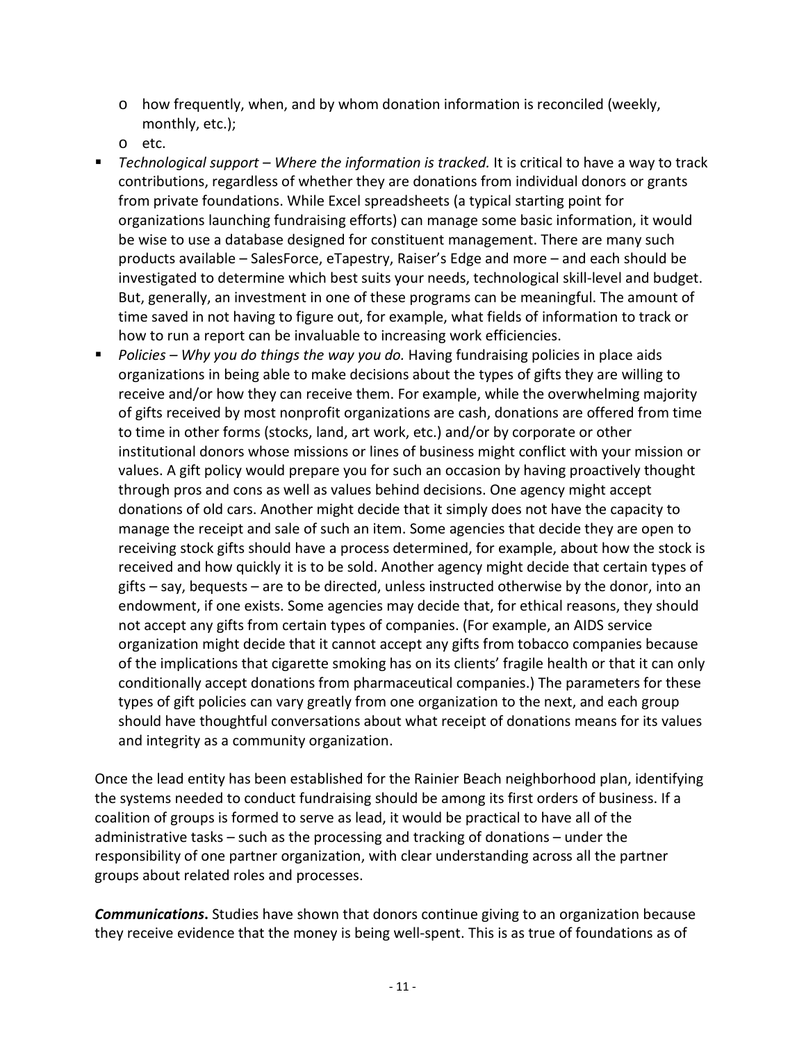- how frequently, when, and by whom donation information is reconciled (weekly, monthly, etc.);
  - etc.
- *Technological support – Where the information is tracked.* It is critical to have a way to track contributions, regardless of whether they are donations from individual donors or grants from private foundations. While Excel spreadsheets (a typical starting point for organizations launching fundraising efforts) can manage some basic information, it would be wise to use a database designed for constituent management. There are many such products available – SalesForce, eTapestry, Raiser's Edge and more – and each should be investigated to determine which best suits your needs, technological skill-level and budget. But, generally, an investment in one of these programs can be meaningful. The amount of time saved in not having to figure out, for example, what fields of information to track or how to run a report can be invaluable to increasing work efficiencies.
- *Policies – Why you do things the way you do.* Having fundraising policies in place aids organizations in being able to make decisions about the types of gifts they are willing to receive and/or how they can receive them. For example, while the overwhelming majority of gifts received by most nonprofit organizations are cash, donations are offered from time to time in other forms (stocks, land, art work, etc.) and/or by corporate or other institutional donors whose missions or lines of business might conflict with your mission or values. A gift policy would prepare you for such an occasion by having proactively thought through pros and cons as well as values behind decisions. One agency might accept donations of old cars. Another might decide that it simply does not have the capacity to manage the receipt and sale of such an item. Some agencies that decide they are open to receiving stock gifts should have a process determined, for example, about how the stock is received and how quickly it is to be sold. Another agency might decide that certain types of gifts – say, bequests – are to be directed, unless instructed otherwise by the donor, into an endowment, if one exists. Some agencies may decide that, for ethical reasons, they should not accept any gifts from certain types of companies. (For example, an AIDS service organization might decide that it cannot accept any gifts from tobacco companies because of the implications that cigarette smoking has on its clients' fragile health or that it can only conditionally accept donations from pharmaceutical companies.) The parameters for these types of gift policies can vary greatly from one organization to the next, and each group should have thoughtful conversations about what receipt of donations means for its values and integrity as a community organization.

Once the lead entity has been established for the Rainier Beach neighborhood plan, identifying the systems needed to conduct fundraising should be among its first orders of business. If a coalition of groups is formed to serve as lead, it would be practical to have all of the administrative tasks – such as the processing and tracking of donations – under the responsibility of one partner organization, with clear understanding across all the partner groups about related roles and processes.

***Communications*.** Studies have shown that donors continue giving to an organization because they receive evidence that the money is being well-spent. This is as true of foundations as of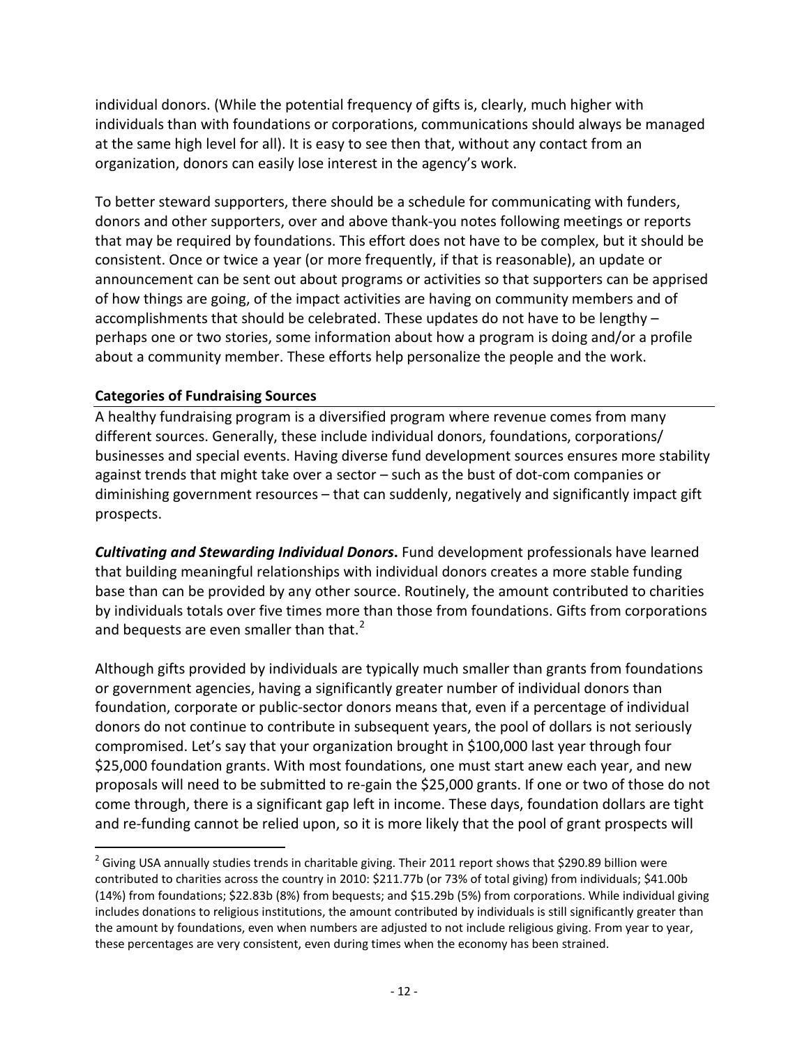individual donors. (While the potential frequency of gifts is, clearly, much higher with individuals than with foundations or corporations, communications should always be managed at the same high level for all). It is easy to see then that, without any contact from an organization, donors can easily lose interest in the agency's work.

To better steward supporters, there should be a schedule for communicating with funders, donors and other supporters, over and above thank-you notes following meetings or reports that may be required by foundations. This effort does not have to be complex, but it should be consistent. Once or twice a year (or more frequently, if that is reasonable), an update or announcement can be sent out about programs or activities so that supporters can be apprised of how things are going, of the impact activities are having on community members and of accomplishments that should be celebrated. These updates do not have to be lengthy – perhaps one or two stories, some information about how a program is doing and/or a profile about a community member. These efforts help personalize the people and the work.

## Categories of Fundraising Sources

A healthy fundraising program is a diversified program where revenue comes from many different sources. Generally, these include individual donors, foundations, corporations/ businesses and special events. Having diverse fund development sources ensures more stability against trends that might take over a sector – such as the bust of dot-com companies or diminishing government resources – that can suddenly, negatively and significantly impact gift prospects.

***Cultivating and Stewarding Individual Donors*.** Fund development professionals have learned that building meaningful relationships with individual donors creates a more stable funding base than can be provided by any other source. Routinely, the amount contributed to charities by individuals totals over five times more than those from foundations. Gifts from corporations and bequests are even smaller than that.[2]

Although gifts provided by individuals are typically much smaller than grants from foundations or government agencies, having a significantly greater number of individual donors than foundation, corporate or public-sector donors means that, even if a percentage of individual donors do not continue to contribute in subsequent years, the pool of dollars is not seriously compromised. Let's say that your organization brought in $100,000 last year through four $25,000 foundation grants. With most foundations, one must start anew each year, and new proposals will need to be submitted to re-gain the $25,000 grants. If one or two of those do not come through, there is a significant gap left in income. These days, foundation dollars are tight and re-funding cannot be relied upon, so it is more likely that the pool of grant prospects will

---

[2] Giving USA annually studies trends in charitable giving. Their 2011 report shows that $290.89 billion were contributed to charities across the country in 2010: $211.77b (or 73% of total giving) from individuals; $41.00b (14%) from foundations; $22.83b (8%) from bequests; and $15.29b (5%) from corporations. While individual giving includes donations to religious institutions, the amount contributed by individuals is still significantly greater than the amount by foundations, even when numbers are adjusted to not include religious giving. From year to year, these percentages are very consistent, even during times when the economy has been strained.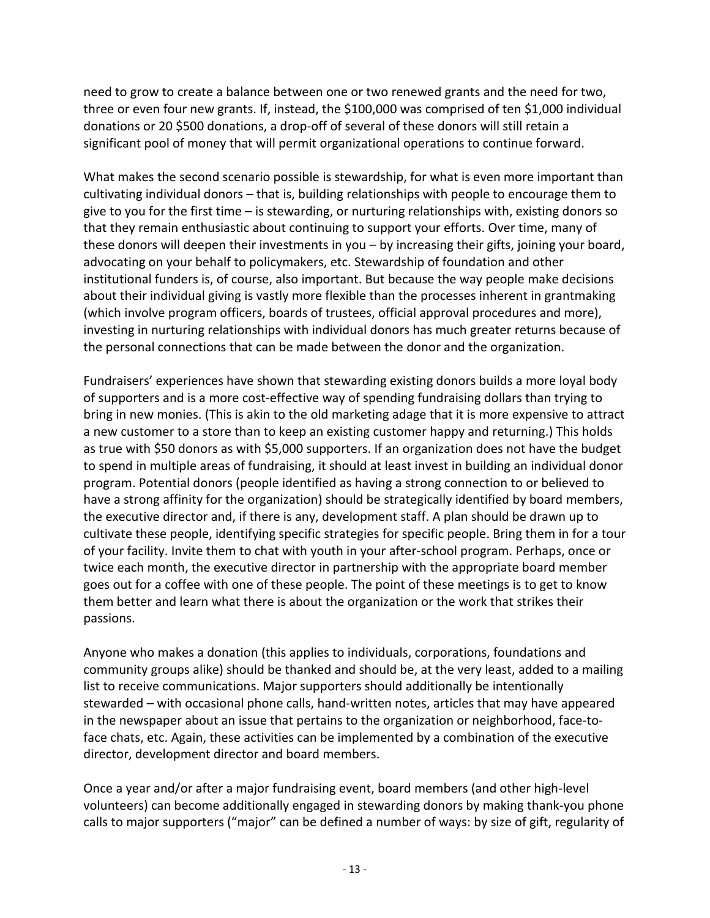need to grow to create a balance between one or two renewed grants and the need for two, three or even four new grants. If, instead, the $100,000 was comprised of ten $1,000 individual donations or 20 $500 donations, a drop-off of several of these donors will still retain a significant pool of money that will permit organizational operations to continue forward.

What makes the second scenario possible is stewardship, for what is even more important than cultivating individual donors – that is, building relationships with people to encourage them to give to you for the first time – is stewarding, or nurturing relationships with, existing donors so that they remain enthusiastic about continuing to support your efforts. Over time, many of these donors will deepen their investments in you – by increasing their gifts, joining your board, advocating on your behalf to policymakers, etc. Stewardship of foundation and other institutional funders is, of course, also important. But because the way people make decisions about their individual giving is vastly more flexible than the processes inherent in grantmaking (which involve program officers, boards of trustees, official approval procedures and more), investing in nurturing relationships with individual donors has much greater returns because of the personal connections that can be made between the donor and the organization.

Fundraisers' experiences have shown that stewarding existing donors builds a more loyal body of supporters and is a more cost-effective way of spending fundraising dollars than trying to bring in new monies. (This is akin to the old marketing adage that it is more expensive to attract a new customer to a store than to keep an existing customer happy and returning.) This holds as true with $50 donors as with $5,000 supporters. If an organization does not have the budget to spend in multiple areas of fundraising, it should at least invest in building an individual donor program. Potential donors (people identified as having a strong connection to or believed to have a strong affinity for the organization) should be strategically identified by board members, the executive director and, if there is any, development staff. A plan should be drawn up to cultivate these people, identifying specific strategies for specific people. Bring them in for a tour of your facility. Invite them to chat with youth in your after-school program. Perhaps, once or twice each month, the executive director in partnership with the appropriate board member goes out for a coffee with one of these people. The point of these meetings is to get to know them better and learn what there is about the organization or the work that strikes their passions.

Anyone who makes a donation (this applies to individuals, corporations, foundations and community groups alike) should be thanked and should be, at the very least, added to a mailing list to receive communications. Major supporters should additionally be intentionally stewarded – with occasional phone calls, hand-written notes, articles that may have appeared in the newspaper about an issue that pertains to the organization or neighborhood, face-to-face chats, etc. Again, these activities can be implemented by a combination of the executive director, development director and board members.

Once a year and/or after a major fundraising event, board members (and other high-level volunteers) can become additionally engaged in stewarding donors by making thank-you phone calls to major supporters ("major" can be defined a number of ways: by size of gift, regularity of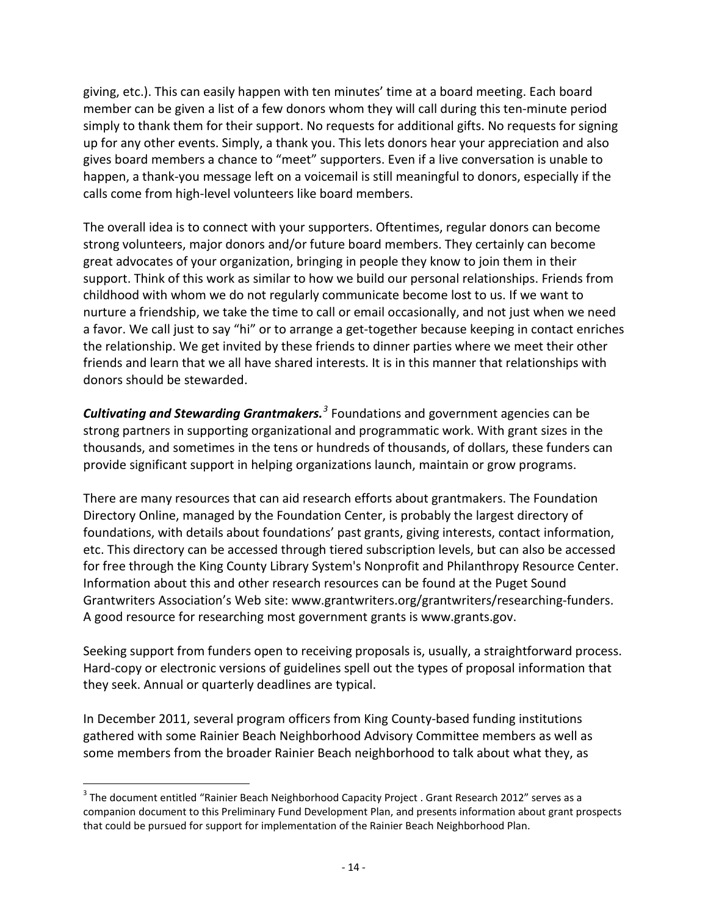giving, etc.). This can easily happen with ten minutes' time at a board meeting. Each board member can be given a list of a few donors whom they will call during this ten-minute period simply to thank them for their support. No requests for additional gifts. No requests for signing up for any other events. Simply, a thank you. This lets donors hear your appreciation and also gives board members a chance to "meet" supporters. Even if a live conversation is unable to happen, a thank-you message left on a voicemail is still meaningful to donors, especially if the calls come from high-level volunteers like board members.

The overall idea is to connect with your supporters. Oftentimes, regular donors can become strong volunteers, major donors and/or future board members. They certainly can become great advocates of your organization, bringing in people they know to join them in their support. Think of this work as similar to how we build our personal relationships. Friends from childhood with whom we do not regularly communicate become lost to us. If we want to nurture a friendship, we take the time to call or email occasionally, and not just when we need a favor. We call just to say "hi" or to arrange a get-together because keeping in contact enriches the relationship. We get invited by these friends to dinner parties where we meet their other friends and learn that we all have shared interests. It is in this manner that relationships with donors should be stewarded.

***Cultivating and Stewarding Grantmakers.***[3] Foundations and government agencies can be strong partners in supporting organizational and programmatic work. With grant sizes in the thousands, and sometimes in the tens or hundreds of thousands, of dollars, these funders can provide significant support in helping organizations launch, maintain or grow programs.

There are many resources that can aid research efforts about grantmakers. The Foundation Directory Online, managed by the Foundation Center, is probably the largest directory of foundations, with details about foundations' past grants, giving interests, contact information, etc. This directory can be accessed through tiered subscription levels, but can also be accessed for free through the King County Library System's Nonprofit and Philanthropy Resource Center. Information about this and other research resources can be found at the Puget Sound Grantwriters Association's Web site: www.grantwriters.org/grantwriters/researching-funders. A good resource for researching most government grants is www.grants.gov.

Seeking support from funders open to receiving proposals is, usually, a straightforward process. Hard-copy or electronic versions of guidelines spell out the types of proposal information that they seek. Annual or quarterly deadlines are typical.

In December 2011, several program officers from King County-based funding institutions gathered with some Rainier Beach Neighborhood Advisory Committee members as well as some members from the broader Rainier Beach neighborhood to talk about what they, as

---

[3] The document entitled "Rainier Beach Neighborhood Capacity Project . Grant Research 2012" serves as a companion document to this Preliminary Fund Development Plan, and presents information about grant prospects that could be pursued for support for implementation of the Rainier Beach Neighborhood Plan.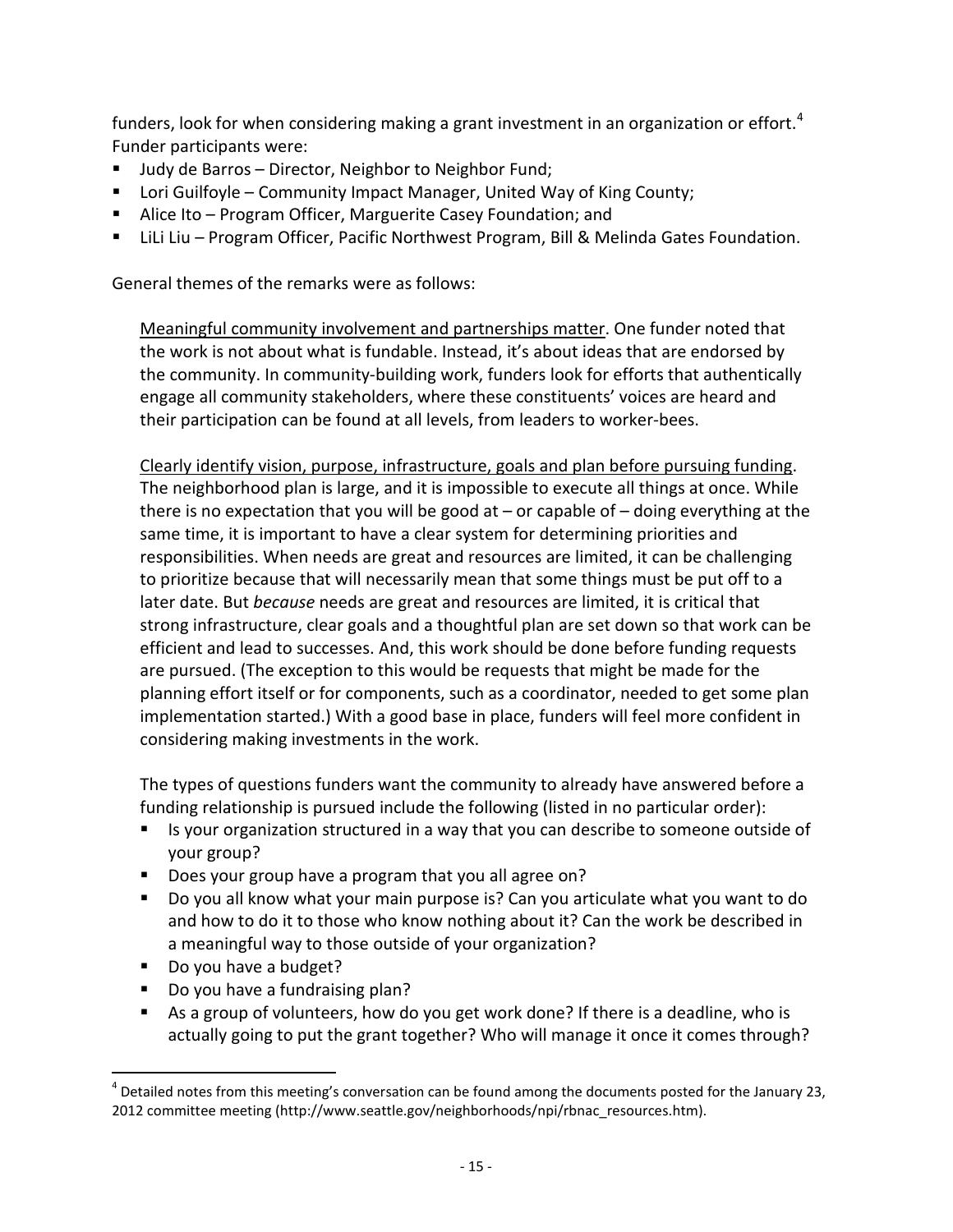funders, look for when considering making a grant investment in an organization or effort.[4] Funder participants were:

- Judy de Barros – Director, Neighbor to Neighbor Fund;
- Lori Guilfoyle – Community Impact Manager, United Way of King County;
- Alice Ito – Program Officer, Marguerite Casey Foundation; and
- LiLi Liu – Program Officer, Pacific Northwest Program, Bill & Melinda Gates Foundation.

General themes of the remarks were as follows:

<u>Meaningful community involvement and partnerships matter</u>. One funder noted that the work is not about what is fundable. Instead, it's about ideas that are endorsed by the community. In community-building work, funders look for efforts that authentically engage all community stakeholders, where these constituents' voices are heard and their participation can be found at all levels, from leaders to worker-bees.

<u>Clearly identify vision, purpose, infrastructure, goals and plan before pursuing funding</u>. The neighborhood plan is large, and it is impossible to execute all things at once. While there is no expectation that you will be good at – or capable of – doing everything at the same time, it is important to have a clear system for determining priorities and responsibilities. When needs are great and resources are limited, it can be challenging to prioritize because that will necessarily mean that some things must be put off to a later date. But *because* needs are great and resources are limited, it is critical that strong infrastructure, clear goals and a thoughtful plan are set down so that work can be efficient and lead to successes. And, this work should be done before funding requests are pursued. (The exception to this would be requests that might be made for the planning effort itself or for components, such as a coordinator, needed to get some plan implementation started.) With a good base in place, funders will feel more confident in considering making investments in the work.

The types of questions funders want the community to already have answered before a funding relationship is pursued include the following (listed in no particular order):

- Is your organization structured in a way that you can describe to someone outside of your group?
- Does your group have a program that you all agree on?
- Do you all know what your main purpose is? Can you articulate what you want to do and how to do it to those who know nothing about it? Can the work be described in a meaningful way to those outside of your organization?
- Do you have a budget?
- Do you have a fundraising plan?
- As a group of volunteers, how do you get work done? If there is a deadline, who is actually going to put the grant together? Who will manage it once it comes through?

---

[4] Detailed notes from this meeting's conversation can be found among the documents posted for the January 23, 2012 committee meeting (http://www.seattle.gov/neighborhoods/npi/rbnac_resources.htm).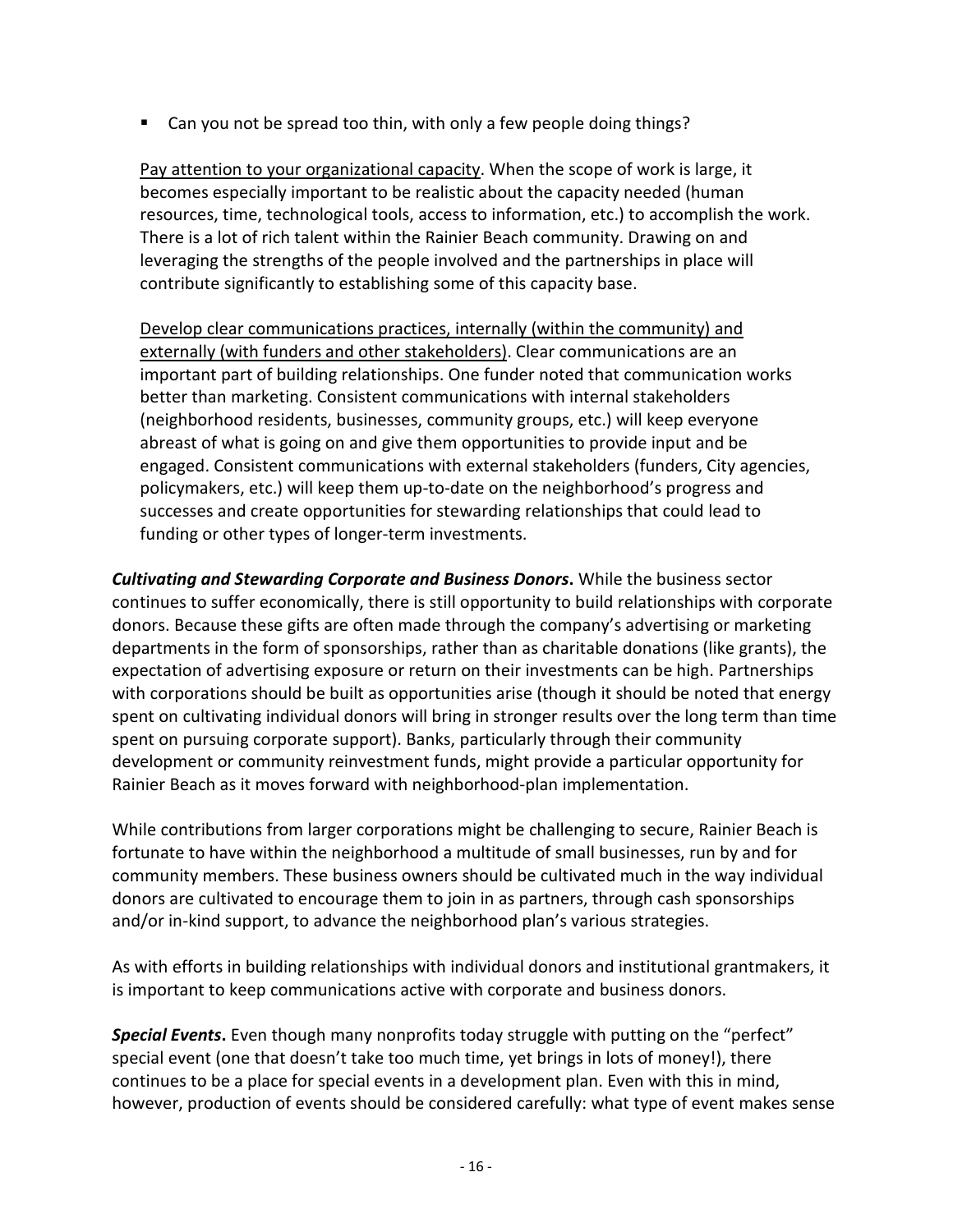- Can you not be spread too thin, with only a few people doing things?

  Pay attention to your organizational capacity. When the scope of work is large, it becomes especially important to be realistic about the capacity needed (human resources, time, technological tools, access to information, etc.) to accomplish the work. There is a lot of rich talent within the Rainier Beach community. Drawing on and leveraging the strengths of the people involved and the partnerships in place will contribute significantly to establishing some of this capacity base.

  Develop clear communications practices, internally (within the community) and externally (with funders and other stakeholders). Clear communications are an important part of building relationships. One funder noted that communication works better than marketing. Consistent communications with internal stakeholders (neighborhood residents, businesses, community groups, etc.) will keep everyone abreast of what is going on and give them opportunities to provide input and be engaged. Consistent communications with external stakeholders (funders, City agencies, policymakers, etc.) will keep them up-to-date on the neighborhood's progress and successes and create opportunities for stewarding relationships that could lead to funding or other types of longer-term investments.

***Cultivating and Stewarding Corporate and Business Donors*.** While the business sector continues to suffer economically, there is still opportunity to build relationships with corporate donors. Because these gifts are often made through the company's advertising or marketing departments in the form of sponsorships, rather than as charitable donations (like grants), the expectation of advertising exposure or return on their investments can be high. Partnerships with corporations should be built as opportunities arise (though it should be noted that energy spent on cultivating individual donors will bring in stronger results over the long term than time spent on pursuing corporate support). Banks, particularly through their community development or community reinvestment funds, might provide a particular opportunity for Rainier Beach as it moves forward with neighborhood-plan implementation.

While contributions from larger corporations might be challenging to secure, Rainier Beach is fortunate to have within the neighborhood a multitude of small businesses, run by and for community members. These business owners should be cultivated much in the way individual donors are cultivated to encourage them to join in as partners, through cash sponsorships and/or in-kind support, to advance the neighborhood plan's various strategies.

As with efforts in building relationships with individual donors and institutional grantmakers, it is important to keep communications active with corporate and business donors.

***Special Events*.** Even though many nonprofits today struggle with putting on the "perfect" special event (one that doesn't take too much time, yet brings in lots of money!), there continues to be a place for special events in a development plan. Even with this in mind, however, production of events should be considered carefully: what type of event makes sense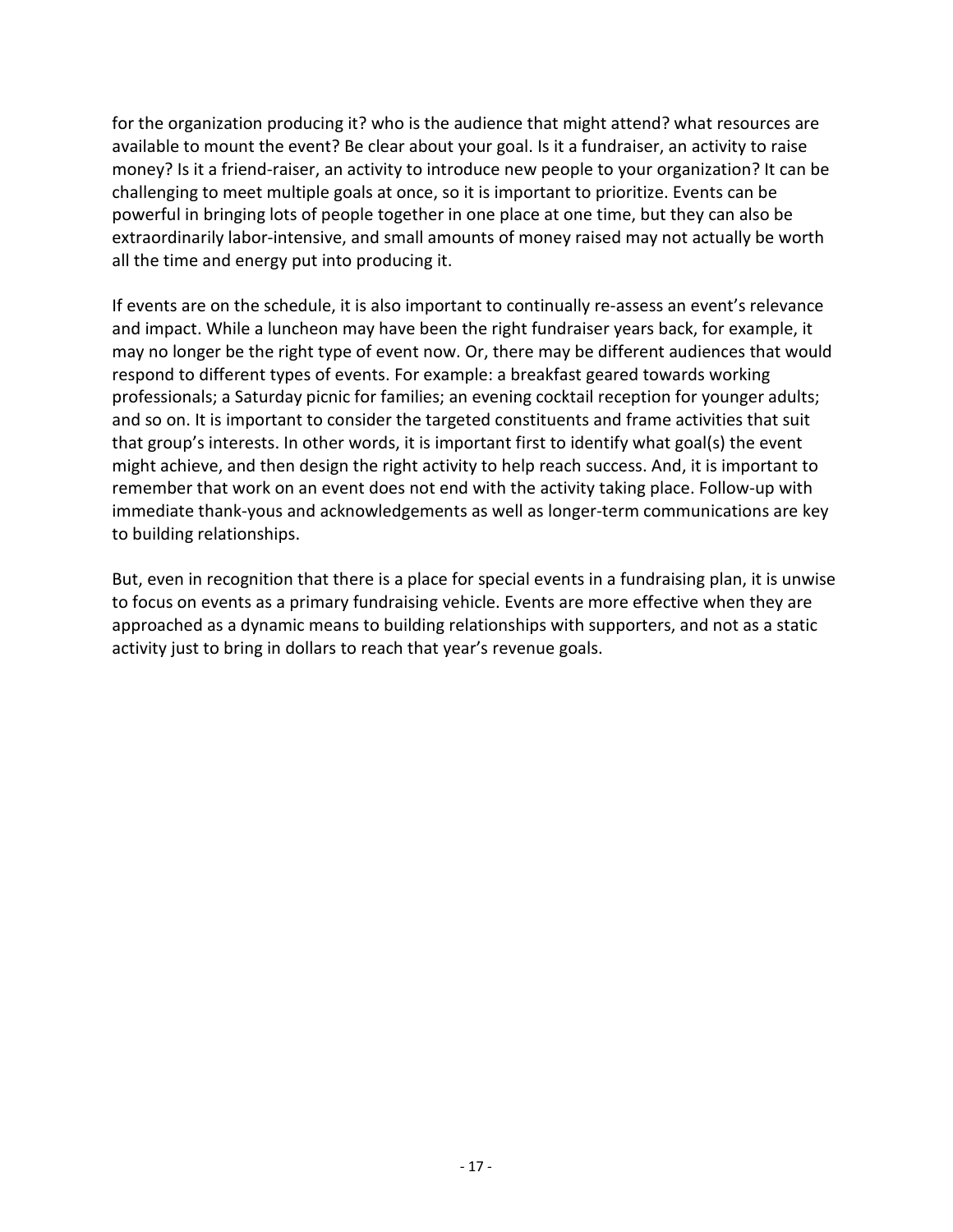for the organization producing it? who is the audience that might attend? what resources are available to mount the event? Be clear about your goal. Is it a fundraiser, an activity to raise money? Is it a friend-raiser, an activity to introduce new people to your organization? It can be challenging to meet multiple goals at once, so it is important to prioritize. Events can be powerful in bringing lots of people together in one place at one time, but they can also be extraordinarily labor-intensive, and small amounts of money raised may not actually be worth all the time and energy put into producing it.

If events are on the schedule, it is also important to continually re-assess an event's relevance and impact. While a luncheon may have been the right fundraiser years back, for example, it may no longer be the right type of event now. Or, there may be different audiences that would respond to different types of events. For example: a breakfast geared towards working professionals; a Saturday picnic for families; an evening cocktail reception for younger adults; and so on. It is important to consider the targeted constituents and frame activities that suit that group's interests. In other words, it is important first to identify what goal(s) the event might achieve, and then design the right activity to help reach success. And, it is important to remember that work on an event does not end with the activity taking place. Follow-up with immediate thank-yous and acknowledgements as well as longer-term communications are key to building relationships.

But, even in recognition that there is a place for special events in a fundraising plan, it is unwise to focus on events as a primary fundraising vehicle. Events are more effective when they are approached as a dynamic means to building relationships with supporters, and not as a static activity just to bring in dollars to reach that year's revenue goals.